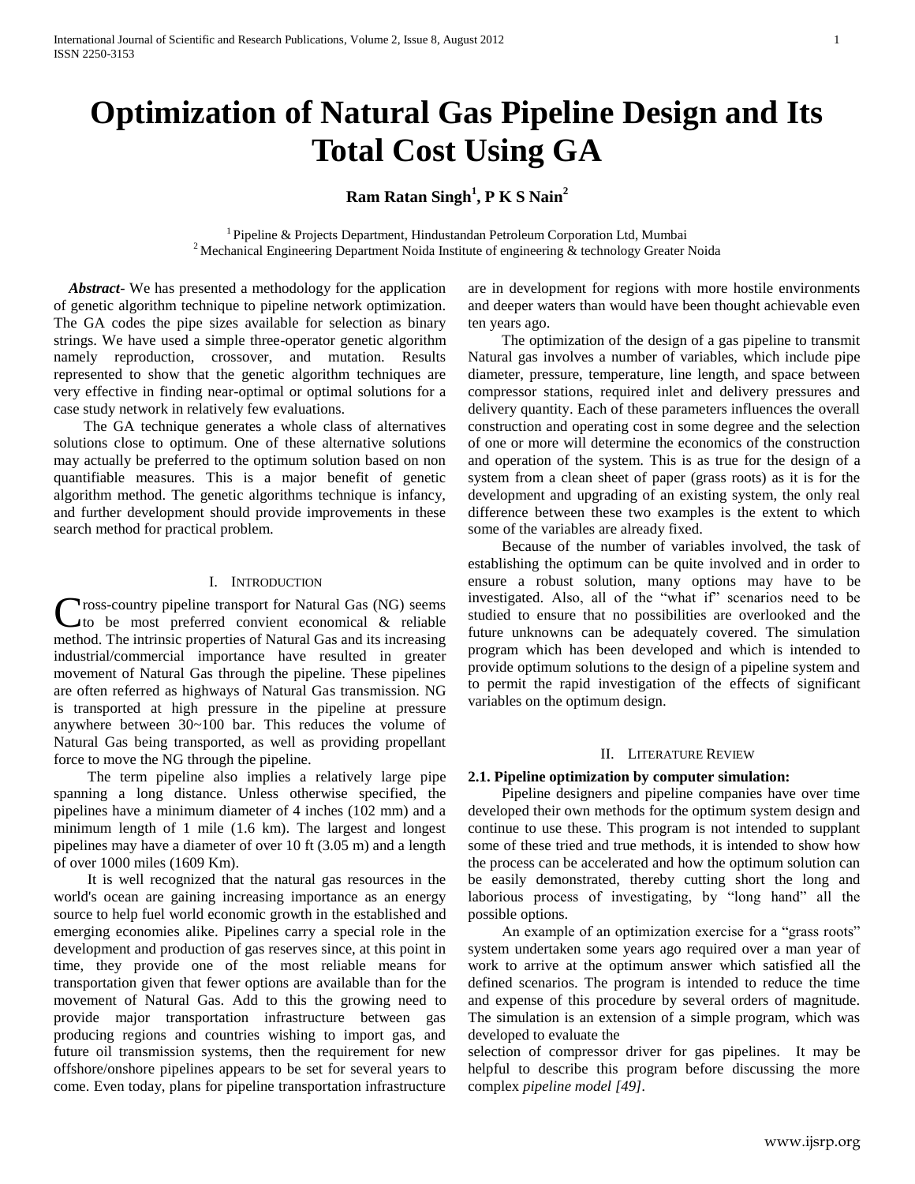# Optimization of Natural Gas Pipeline Design and Its Total Cost Using GA

**Ram Ratan Singh[1], P K S Nain[2]**

[1] Pipeline & Projects Department, Hindustandan Petroleum Corporation Ltd, Mumbai
[2] Mechanical Engineering Department Noida Institute of engineering & technology Greater Noida

***Abstract*-** We has presented a methodology for the application of genetic algorithm technique to pipeline network optimization. The GA codes the pipe sizes available for selection as binary strings. We have used a simple three-operator genetic algorithm namely reproduction, crossover, and mutation. Results represented to show that the genetic algorithm techniques are very effective in finding near-optimal or optimal solutions for a case study network in relatively few evaluations.

The GA technique generates a whole class of alternatives solutions close to optimum. One of these alternative solutions may actually be preferred to the optimum solution based on non quantifiable measures. This is a major benefit of genetic algorithm method. The genetic algorithms technique is infancy, and further development should provide improvements in these search method for practical problem.

## I. Introduction

Cross-country pipeline transport for Natural Gas (NG) seems to be most preferred convient economical & reliable method. The intrinsic properties of Natural Gas and its increasing industrial/commercial importance have resulted in greater movement of Natural Gas through the pipeline. These pipelines are often referred as highways of Natural Gas transmission. NG is transported at high pressure in the pipeline at pressure anywhere between 30~100 bar. This reduces the volume of Natural Gas being transported, as well as providing propellant force to move the NG through the pipeline.

The term pipeline also implies a relatively large pipe spanning a long distance. Unless otherwise specified, the pipelines have a minimum diameter of 4 inches (102 mm) and a minimum length of 1 mile (1.6 km). The largest and longest pipelines may have a diameter of over 10 ft (3.05 m) and a length of over 1000 miles (1609 Km).

It is well recognized that the natural gas resources in the world's ocean are gaining increasing importance as an energy source to help fuel world economic growth in the established and emerging economies alike. Pipelines carry a special role in the development and production of gas reserves since, at this point in time, they provide one of the most reliable means for transportation given that fewer options are available than for the movement of Natural Gas. Add to this the growing need to provide major transportation infrastructure between gas producing regions and countries wishing to import gas, and future oil transmission systems, then the requirement for new offshore/onshore pipelines appears to be set for several years to come. Even today, plans for pipeline transportation infrastructure are in development for regions with more hostile environments and deeper waters than would have been thought achievable even ten years ago.

The optimization of the design of a gas pipeline to transmit Natural gas involves a number of variables, which include pipe diameter, pressure, temperature, line length, and space between compressor stations, required inlet and delivery pressures and delivery quantity. Each of these parameters influences the overall construction and operating cost in some degree and the selection of one or more will determine the economics of the construction and operation of the system. This is as true for the design of a system from a clean sheet of paper (grass roots) as it is for the development and upgrading of an existing system, the only real difference between these two examples is the extent to which some of the variables are already fixed.

Because of the number of variables involved, the task of establishing the optimum can be quite involved and in order to ensure a robust solution, many options may have to be investigated. Also, all of the "what if" scenarios need to be studied to ensure that no possibilities are overlooked and the future unknowns can be adequately covered. The simulation program which has been developed and which is intended to provide optimum solutions to the design of a pipeline system and to permit the rapid investigation of the effects of significant variables on the optimum design.

## II. Literature Review

### 2.1. Pipeline optimization by computer simulation:

Pipeline designers and pipeline companies have over time developed their own methods for the optimum system design and continue to use these. This program is not intended to supplant some of these tried and true methods, it is intended to show how the process can be accelerated and how the optimum solution can be easily demonstrated, thereby cutting short the long and laborious process of investigating, by "long hand" all the possible options.

An example of an optimization exercise for a "grass roots" system undertaken some years ago required over a man year of work to arrive at the optimum answer which satisfied all the defined scenarios. The program is intended to reduce the time and expense of this procedure by several orders of magnitude. The simulation is an extension of a simple program, which was developed to evaluate the selection of compressor driver for gas pipelines. It may be helpful to describe this program before discussing the more complex *pipeline model [49]*.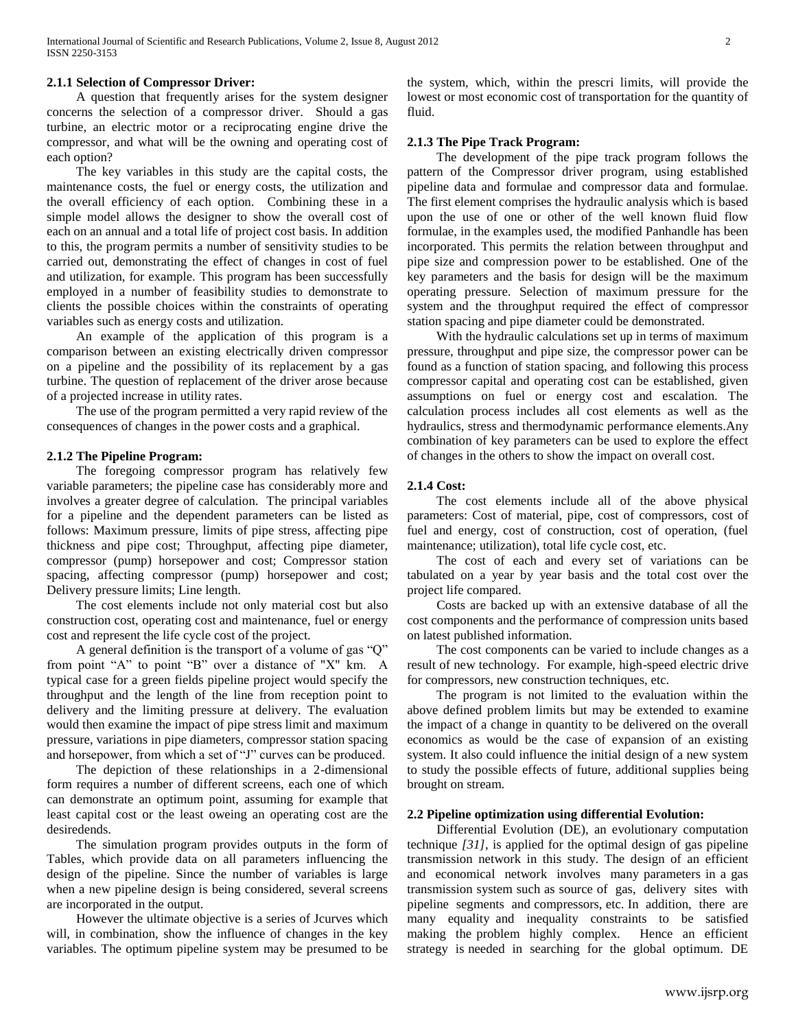### 2.1.1 Selection of Compressor Driver:

A question that frequently arises for the system designer concerns the selection of a compressor driver. Should a gas turbine, an electric motor or a reciprocating engine drive the compressor, and what will be the owning and operating cost of each option?

The key variables in this study are the capital costs, the maintenance costs, the fuel or energy costs, the utilization and the overall efficiency of each option. Combining these in a simple model allows the designer to show the overall cost of each on an annual and a total life of project cost basis. In addition to this, the program permits a number of sensitivity studies to be carried out, demonstrating the effect of changes in cost of fuel and utilization, for example. This program has been successfully employed in a number of feasibility studies to demonstrate to clients the possible choices within the constraints of operating variables such as energy costs and utilization.

An example of the application of this program is a comparison between an existing electrically driven compressor on a pipeline and the possibility of its replacement by a gas turbine. The question of replacement of the driver arose because of a projected increase in utility rates.

The use of the program permitted a very rapid review of the consequences of changes in the power costs and a graphical.

### 2.1.2 The Pipeline Program:

The foregoing compressor program has relatively few variable parameters; the pipeline case has considerably more and involves a greater degree of calculation. The principal variables for a pipeline and the dependent parameters can be listed as follows: Maximum pressure, limits of pipe stress, affecting pipe thickness and pipe cost; Throughput, affecting pipe diameter, compressor (pump) horsepower and cost; Compressor station spacing, affecting compressor (pump) horsepower and cost; Delivery pressure limits; Line length.

The cost elements include not only material cost but also construction cost, operating cost and maintenance, fuel or energy cost and represent the life cycle cost of the project.

A general definition is the transport of a volume of gas "Q" from point "A" to point "B" over a distance of "X" km. A typical case for a green fields pipeline project would specify the throughput and the length of the line from reception point to delivery and the limiting pressure at delivery. The evaluation would then examine the impact of pipe stress limit and maximum pressure, variations in pipe diameters, compressor station spacing and horsepower, from which a set of "J" curves can be produced.

The depiction of these relationships in a 2-dimensional form requires a number of different screens, each one of which can demonstrate an optimum point, assuming for example that least capital cost or the least oweing an operating cost are the desiredends.

The simulation program provides outputs in the form of Tables, which provide data on all parameters influencing the design of the pipeline. Since the number of variables is large when a new pipeline design is being considered, several screens are incorporated in the output.

However the ultimate objective is a series of Jcurves which will, in combination, show the influence of changes in the key variables. The optimum pipeline system may be presumed to be the system, which, within the prescri limits, will provide the lowest or most economic cost of transportation for the quantity of fluid.

### 2.1.3 The Pipe Track Program:

The development of the pipe track program follows the pattern of the Compressor driver program, using established pipeline data and formulae and compressor data and formulae. The first element comprises the hydraulic analysis which is based upon the use of one or other of the well known fluid flow formulae, in the examples used, the modified Panhandle has been incorporated. This permits the relation between throughput and pipe size and compression power to be established. One of the key parameters and the basis for design will be the maximum operating pressure. Selection of maximum pressure for the system and the throughput required the effect of compressor station spacing and pipe diameter could be demonstrated.

With the hydraulic calculations set up in terms of maximum pressure, throughput and pipe size, the compressor power can be found as a function of station spacing, and following this process compressor capital and operating cost can be established, given assumptions on fuel or energy cost and escalation. The calculation process includes all cost elements as well as the hydraulics, stress and thermodynamic performance elements.Any combination of key parameters can be used to explore the effect of changes in the others to show the impact on overall cost.

### 2.1.4 Cost:

The cost elements include all of the above physical parameters: Cost of material, pipe, cost of compressors, cost of fuel and energy, cost of construction, cost of operation, (fuel maintenance; utilization), total life cycle cost, etc.

The cost of each and every set of variations can be tabulated on a year by year basis and the total cost over the project life compared.

Costs are backed up with an extensive database of all the cost components and the performance of compression units based on latest published information.

The cost components can be varied to include changes as a result of new technology. For example, high-speed electric drive for compressors, new construction techniques, etc.

The program is not limited to the evaluation within the above defined problem limits but may be extended to examine the impact of a change in quantity to be delivered on the overall economics as would be the case of expansion of an existing system. It also could influence the initial design of a new system to study the possible effects of future, additional supplies being brought on stream.

### 2.2 Pipeline optimization using differential Evolution:

Differential Evolution (DE), an evolutionary computation technique *[31]*, is applied for the optimal design of gas pipeline transmission network in this study. The design of an efficient and economical network involves many parameters in a gas transmission system such as source of gas, delivery sites with pipeline segments and compressors, etc. In addition, there are many equality and inequality constraints to be satisfied making the problem highly complex. Hence an efficient strategy is needed in searching for the global optimum. DE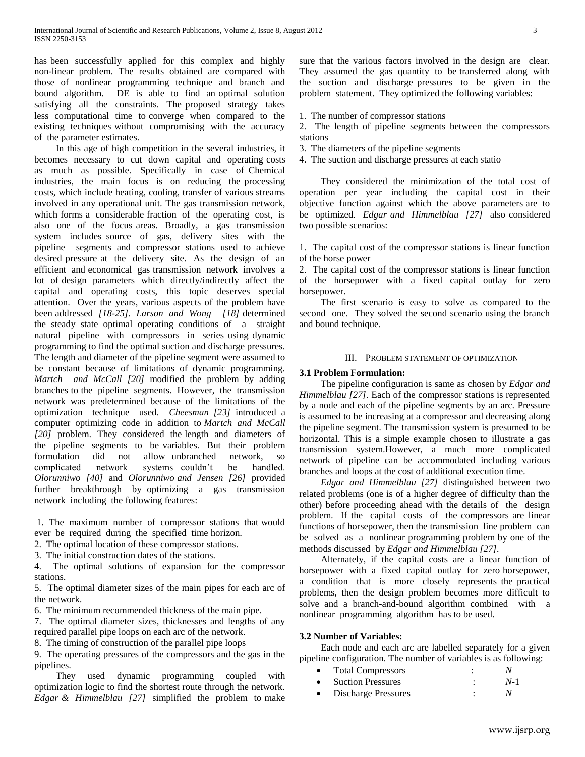has been successfully applied for this complex and highly non-linear problem. The results obtained are compared with those of nonlinear programming technique and branch and bound algorithm. DE is able to find an optimal solution satisfying all the constraints. The proposed strategy takes less computational time to converge when compared to the existing techniques without compromising with the accuracy of the parameter estimates.

In this age of high competition in the several industries, it becomes necessary to cut down capital and operating costs as much as possible. Specifically in case of Chemical industries, the main focus is on reducing the processing costs, which include heating, cooling, transfer of various streams involved in any operational unit. The gas transmission network, which forms a considerable fraction of the operating cost, is also one of the focus areas. Broadly, a gas transmission system includes source of gas, delivery sites with the pipeline segments and compressor stations used to achieve desired pressure at the delivery site. As the design of an efficient and economical gas transmission network involves a lot of design parameters which directly/indirectly affect the capital and operating costs, this topic deserves special attention. Over the years, various aspects of the problem have been addressed *[18-25]*. *Larson and Wong [18]* determined the steady state optimal operating conditions of a straight natural pipeline with compressors in series using dynamic programming to find the optimal suction and discharge pressures. The length and diameter of the pipeline segment were assumed to be constant because of limitations of dynamic programming. *Martch and McCall [20]* modified the problem by adding branches to the pipeline segments. However, the transmission network was predetermined because of the limitations of the optimization technique used. *Cheesman [23]* introduced a computer optimizing code in addition to *Martch and McCall [20]* problem. They considered the length and diameters of the pipeline segments to be variables. But their problem formulation did not allow unbranched network, so complicated network systems couldn't be handled. *Olorunniwo [40]* and *Olorunniwo and Jensen [26]* provided further breakthrough by optimizing a gas transmission network including the following features:

1. The maximum number of compressor stations that would ever be required during the specified time horizon.
2. The optimal location of these compressor stations.
3. The initial construction dates of the stations.
4. The optimal solutions of expansion for the compressor stations.
5. The optimal diameter sizes of the main pipes for each arc of the network.
6. The minimum recommended thickness of the main pipe.
7. The optimal diameter sizes, thicknesses and lengths of any required parallel pipe loops on each arc of the network.
8. The timing of construction of the parallel pipe loops
9. The operating pressures of the compressors and the gas in the pipelines.

They used dynamic programming coupled with optimization logic to find the shortest route through the network. *Edgar & Himmelblau [27]* simplified the problem to make sure that the various factors involved in the design are clear. They assumed the gas quantity to be transferred along with the suction and discharge pressures to be given in the problem statement. They optimized the following variables:

1. The number of compressor stations
2. The length of pipeline segments between the compressors stations
3. The diameters of the pipeline segments
4. The suction and discharge pressures at each statio

They considered the minimization of the total cost of operation per year including the capital cost in their objective function against which the above parameters are to be optimized. *Edgar and Himmelblau [27]* also considered two possible scenarios:

1. The capital cost of the compressor stations is linear function of the horse power
2. The capital cost of the compressor stations is linear function of the horsepower with a fixed capital outlay for zero horsepower.

The first scenario is easy to solve as compared to the second one. They solved the second scenario using the branch and bound technique.

## III. Problem Statement of Optimization

### 3.1 Problem Formulation:

The pipeline configuration is same as chosen by *Edgar and Himmelblau [27]*. Each of the compressor stations is represented by a node and each of the pipeline segments by an arc. Pressure is assumed to be increasing at a compressor and decreasing along the pipeline segment. The transmission system is presumed to be horizontal. This is a simple example chosen to illustrate a gas transmission system.However, a much more complicated network of pipeline can be accommodated including various branches and loops at the cost of additional execution time.

*Edgar and Himmelblau [27]* distinguished between two related problems (one is of a higher degree of difficulty than the other) before proceeding ahead with the details of the design problem. If the capital costs of the compressors are linear functions of horsepower, then the transmission line problem can be solved as a nonlinear programming problem by one of the methods discussed by *Edgar and Himmelblau [27]*.

Alternately, if the capital costs are a linear function of horsepower with a fixed capital outlay for zero horsepower, a condition that is more closely represents the practical problems, then the design problem becomes more difficult to solve and a branch-and-bound algorithm combined with a nonlinear programming algorithm has to be used.

### 3.2 Number of Variables:

Each node and each arc are labelled separately for a given pipeline configuration. The number of variables is as following:

- Total Compressors : $N$
- Suction Pressures : $N$-1
- Discharge Pressures : $N$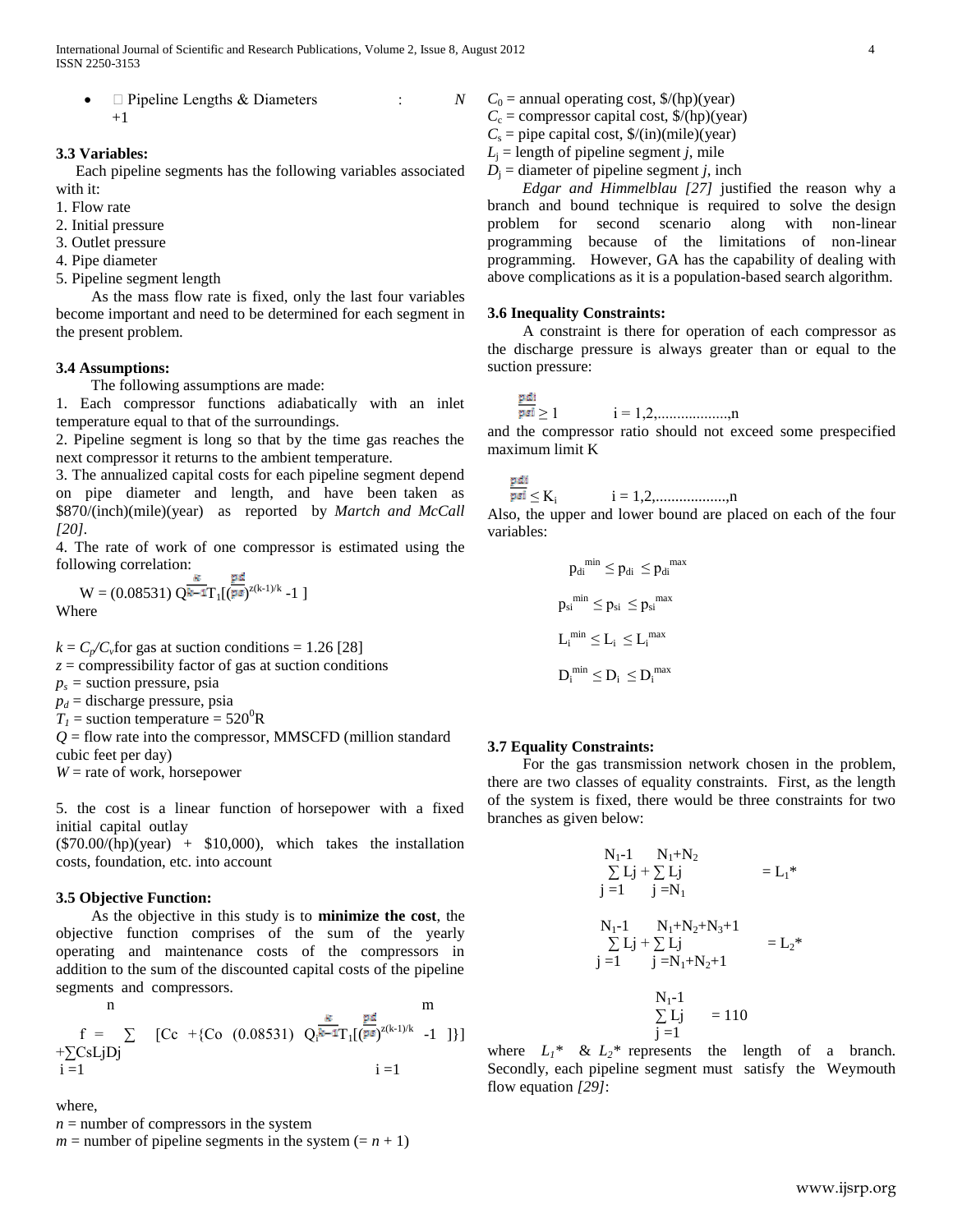- Pipeline Lengths & Diameters : $N+1$

### 3.3 Variables:

Each pipeline segments has the following variables associated with it:

1. Flow rate
2. Initial pressure
3. Outlet pressure
4. Pipe diameter
5. Pipeline segment length

As the mass flow rate is fixed, only the last four variables become important and need to be determined for each segment in the present problem.

### 3.4 Assumptions:

The following assumptions are made:

1. Each compressor functions adiabatically with an inlet temperature equal to that of the surroundings.
2. Pipeline segment is long so that by the time gas reaches the next compressor it returns to the ambient temperature.
3. The annualized capital costs for each pipeline segment depend on pipe diameter and length, and have been taken as \$870/(inch)(mile)(year) as reported by *Martch and McCall [20]*.
4. The rate of work of one compressor is estimated using the following correlation:

$$W = (0.08531)\, Q\frac{k}{k-1}T_1\left[\left(\frac{p_d}{p_s}\right)^{z(k-1)/k} - 1\right]$$

Where

$k = C_p/C_v$ for gas at suction conditions = 1.26 [28]
$z$ = compressibility factor of gas at suction conditions
$p_s$ = suction pressure, psia
$p_d$ = discharge pressure, psia
$T_1$ = suction temperature = $520^0$R
$Q$ = flow rate into the compressor, MMSCFD (million standard cubic feet per day)
$W$ = rate of work, horsepower

5. the cost is a linear function of horsepower with a fixed initial capital outlay (\$70.00/(hp)(year) + \$10,000), which takes the installation costs, foundation, etc. into account

### 3.5 Objective Function:

As the objective in this study is to **minimize the cost**, the objective function comprises of the sum of the yearly operating and maintenance costs of the compressors in addition to the sum of the discounted capital costs of the pipeline segments and compressors.

$$f = \sum_{i=1}^{n} \left[C_c + \left\{C_o\,(0.08531)\, Q_i\frac{k}{k-1}T_1\left[\left(\frac{p_d}{p_s}\right)^{z(k-1)/k} - 1\right]\right\}\right] + \sum_{i=1}^{m} C_s L_j D_j$$

where,

$n$ = number of compressors in the system
$m$ = number of pipeline segments in the system (= $n$ + 1)
$C_0$ = annual operating cost, \$/(hp)(year)
$C_c$ = compressor capital cost, \$/(hp)(year)
$C_s$ = pipe capital cost, \$/(in)(mile)(year)
$L_j$ = length of pipeline segment $j$, mile
$D_j$ = diameter of pipeline segment $j$, inch

*Edgar and Himmelblau [27]* justified the reason why a branch and bound technique is required to solve the design problem for second scenario along with non-linear programming because of the limitations of non-linear programming. However, GA has the capability of dealing with above complications as it is a population-based search algorithm.

### 3.6 Inequality Constraints:

A constraint is there for operation of each compressor as the discharge pressure is always greater than or equal to the suction pressure:

$$\frac{p_{di}}{p_{si}} \geq 1 \qquad i = 1,2,..................,n$$

and the compressor ratio should not exceed some prespecified maximum limit K

$$\frac{p_{di}}{p_{si}} \leq K_i \qquad i = 1,2,..................,n$$

Also, the upper and lower bound are placed on each of the four variables:

$$p_{di}^{min} \leq p_{di} \leq p_{di}^{max}$$

$$p_{si}^{min} \leq p_{si} \leq p_{si}^{max}$$

$$L_i^{min} \leq L_i \leq L_i^{max}$$

$$D_i^{min} \leq D_i \leq D_i^{max}$$

### 3.7 Equality Constraints:

For the gas transmission network chosen in the problem, there are two classes of equality constraints. First, as the length of the system is fixed, there would be three constraints for two branches as given below:

$$\sum_{j=1}^{N_1-1} L_j + \sum_{j=N_1}^{N_1+N_2} L_j = L_1^*$$

$$\sum_{j=1}^{N_1-1} L_j + \sum_{j=N_1+N_2+1}^{N_1+N_2+N_3+1} L_j = L_2^*$$

$$\sum_{j=1}^{N_1-1} L_j = 110$$

where $L_1^*$ & $L_2^*$ represents the length of a branch. Secondly, each pipeline segment must satisfy the Weymouth flow equation *[29]*: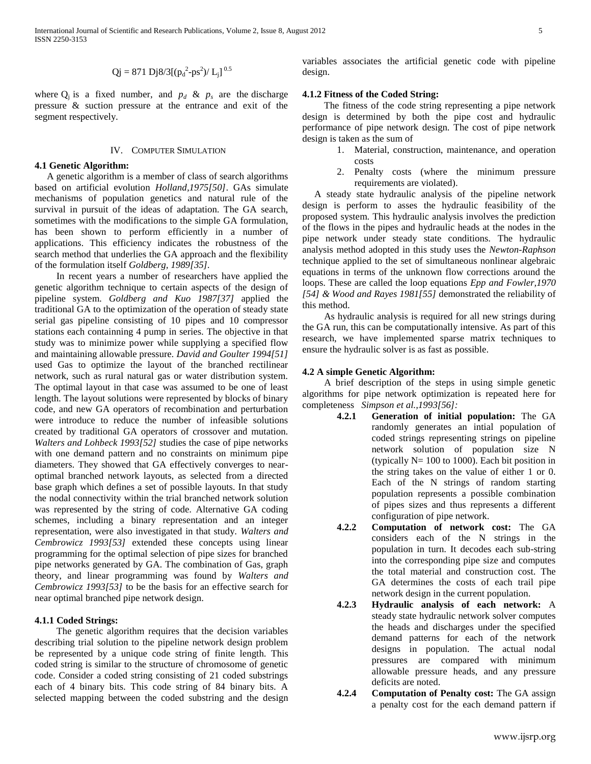$$Qj = 871\ Dj8/3[(p_d^2 - ps^2)/\ L_j]^{0.5}$$

where $Q_j$ is a fixed number, and $p_d$ & $p_s$ are the discharge pressure & suction pressure at the entrance and exit of the segment respectively.

## IV. COMPUTER SIMULATION

### 4.1 Genetic Algorithm:

A genetic algorithm is a member of class of search algorithms based on artificial evolution *Holland,1975[50]*. GAs simulate mechanisms of population genetics and natural rule of the survival in pursuit of the ideas of adaptation. The GA search, sometimes with the modifications to the simple GA formulation, has been shown to perform efficiently in a number of applications. This efficiency indicates the robustness of the search method that underlies the GA approach and the flexibility of the formulation itself *Goldberg, 1989[35]*.

In recent years a number of researchers have applied the genetic algorithm technique to certain aspects of the design of pipeline system. *Goldberg and Kuo 1987[37]* applied the traditional GA to the optimization of the operation of steady state serial gas pipeline consisting of 10 pipes and 10 compressor stations each containning 4 pump in series. The objective in that study was to minimize power while supplying a specified flow and maintaining allowable pressure. *David and Goulter 1994[51]* used Gas to optimize the layout of the branched rectilinear network, such as rural natural gas or water distribution system. The optimal layout in that case was assumed to be one of least length. The layout solutions were represented by blocks of binary code, and new GA operators of recombination and perturbation were introduce to reduce the number of infeasible solutions created by traditional GA operators of crossover and mutation. *Walters and Lohbeck 1993[52]* studies the case of pipe networks with one demand pattern and no constraints on minimum pipe diameters. They showed that GA effectively converges to near-optimal branched network layouts, as selected from a directed base graph which defines a set of possible layouts. In that study the nodal connectivity within the trial branched network solution was represented by the string of code. Alternative GA coding schemes, including a binary representation and an integer representation, were also investigated in that study. *Walters and Cembrowicz 1993[53]* extended these concepts using linear programming for the optimal selection of pipe sizes for branched pipe networks generated by GA. The combination of Gas, graph theory, and linear programming was found by *Walters and Cembrowicz 1993[53]* to be the basis for an effective search for near optimal branched pipe network design.

### 4.1.1 Coded Strings:

The genetic algorithm requires that the decision variables describing trial solution to the pipeline network design problem be represented by a unique code string of finite length. This coded string is similar to the structure of chromosome of genetic code. Consider a coded string consisting of 21 coded substrings each of 4 binary bits. This code string of 84 binary bits. A selected mapping between the coded substring and the design variables associates the artificial genetic code with pipeline design.

### 4.1.2 Fitness of the Coded String:

The fitness of the code string representing a pipe network design is determined by both the pipe cost and hydraulic performance of pipe network design. The cost of pipe network design is taken as the sum of

1. Material, construction, maintenance, and operation costs
2. Penalty costs (where the minimum pressure requirements are violated).

A steady state hydraulic analysis of the pipeline network design is perform to asses the hydraulic feasibility of the proposed system. This hydraulic analysis involves the prediction of the flows in the pipes and hydraulic heads at the nodes in the pipe network under steady state conditions. The hydraulic analysis method adopted in this study uses the *Newton-Raphson* technique applied to the set of simultaneous nonlinear algebraic equations in terms of the unknown flow corrections around the loops. These are called the loop equations *Epp and Fowler,1970 [54] & Wood and Rayes 1981[55]* demonstrated the reliability of this method.

As hydraulic analysis is required for all new strings during the GA run, this can be computationally intensive. As part of this research, we have implemented sparse matrix techniques to ensure the hydraulic solver is as fast as possible.

### 4.2 A simple Genetic Algorithm:

A brief description of the steps in using simple genetic algorithms for pipe network optimization is repeated here for completeness *Simpson et al.,1993[56]:*

**4.2.1 Generation of initial population:** The GA randomly generates an intial population of coded strings representing strings on pipeline network solution of population size N (typically N= 100 to 1000). Each bit position in the string takes on the value of either 1 or 0. Each of the N strings of random starting population represents a possible combination of pipes sizes and thus represents a different configuration of pipe network.

**4.2.2 Computation of network cost:** The GA considers each of the N strings in the population in turn. It decodes each sub-string into the corresponding pipe size and computes the total material and construction cost. The GA determines the costs of each trail pipe network design in the current population.

**4.2.3 Hydraulic analysis of each network:** A steady state hydraulic network solver computes the heads and discharges under the specified demand patterns for each of the network designs in population. The actual nodal pressures are compared with minimum allowable pressure heads, and any pressure deficits are noted.

**4.2.4 Computation of Penalty cost:** The GA assign a penalty cost for the each demand pattern if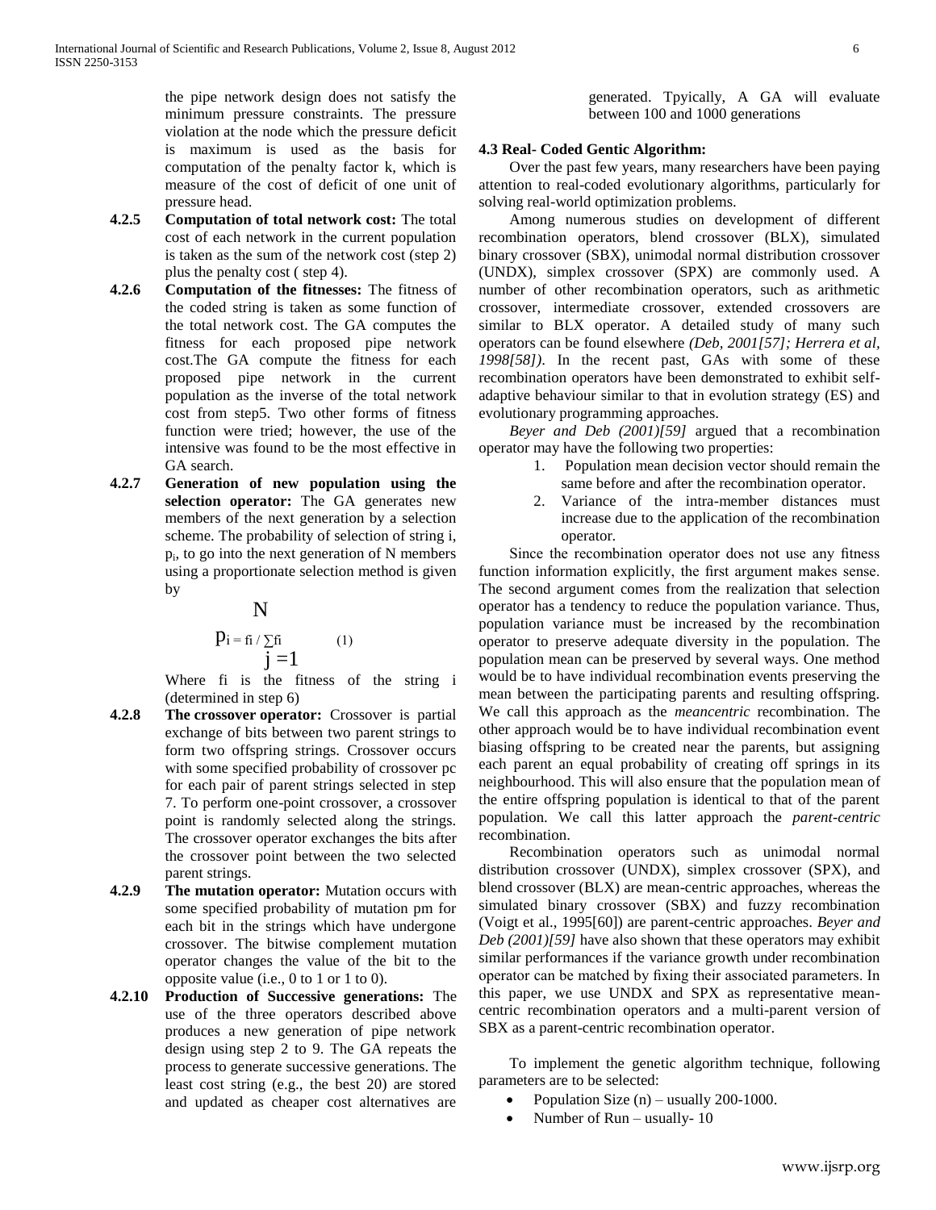the pipe network design does not satisfy the minimum pressure constraints. The pressure violation at the node which the pressure deficit is maximum is used as the basis for computation of the penalty factor k, which is measure of the cost of deficit of one unit of pressure head.

**4.2.5 Computation of total network cost:** The total cost of each network in the current population is taken as the sum of the network cost (step 2) plus the penalty cost ( step 4).

**4.2.6 Computation of the fitnesses:** The fitness of the coded string is taken as some function of the total network cost. The GA computes the fitness for each proposed pipe network cost.The GA compute the fitness for each proposed pipe network in the current population as the inverse of the total network cost from step5. Two other forms of fitness function were tried; however, the use of the intensive was found to be the most effective in GA search.

**4.2.7 Generation of new population using the selection operator:** The GA generates new members of the next generation by a selection scheme. The probability of selection of string i, $p_i$, to go into the next generation of N members using a proportionate selection method is given by

$$p_i = f_i / \sum_{j=1}^{N} f_i \qquad (1)$$

Where fi is the fitness of the string i (determined in step 6)

**4.2.8 The crossover operator:** Crossover is partial exchange of bits between two parent strings to form two offspring strings. Crossover occurs with some specified probability of crossover pc for each pair of parent strings selected in step 7. To perform one-point crossover, a crossover point is randomly selected along the strings. The crossover operator exchanges the bits after the crossover point between the two selected parent strings.

**4.2.9 The mutation operator:** Mutation occurs with some specified probability of mutation pm for each bit in the strings which have undergone crossover. The bitwise complement mutation operator changes the value of the bit to the opposite value (i.e., 0 to 1 or 1 to 0).

**4.2.10 Production of Successive generations:** The use of the three operators described above produces a new generation of pipe network design using step 2 to 9. The GA repeats the process to generate successive generations. The least cost string (e.g., the best 20) are stored and updated as cheaper cost alternatives are generated. Tpyically, A GA will evaluate between 100 and 1000 generations

### 4.3 Real- Coded Gentic Algorithm:

Over the past few years, many researchers have been paying attention to real-coded evolutionary algorithms, particularly for solving real-world optimization problems.

Among numerous studies on development of different recombination operators, blend crossover (BLX), simulated binary crossover (SBX), unimodal normal distribution crossover (UNDX), simplex crossover (SPX) are commonly used. A number of other recombination operators, such as arithmetic crossover, intermediate crossover, extended crossovers are similar to BLX operator. A detailed study of many such operators can be found elsewhere *(Deb, 2001[57]; Herrera et al, 1998[58])*. In the recent past, GAs with some of these recombination operators have been demonstrated to exhibit self-adaptive behaviour similar to that in evolution strategy (ES) and evolutionary programming approaches.

*Beyer and Deb (2001)[59]* argued that a recombination operator may have the following two properties:

1. Population mean decision vector should remain the same before and after the recombination operator.
2. Variance of the intra-member distances must increase due to the application of the recombination operator.

Since the recombination operator does not use any fitness function information explicitly, the first argument makes sense. The second argument comes from the realization that selection operator has a tendency to reduce the population variance. Thus, population variance must be increased by the recombination operator to preserve adequate diversity in the population. The population mean can be preserved by several ways. One method would be to have individual recombination events preserving the mean between the participating parents and resulting offspring. We call this approach as the *meancentric* recombination. The other approach would be to have individual recombination event biasing offspring to be created near the parents, but assigning each parent an equal probability of creating off springs in its neighbourhood. This will also ensure that the population mean of the entire offspring population is identical to that of the parent population. We call this latter approach the *parent-centric* recombination.

Recombination operators such as unimodal normal distribution crossover (UNDX), simplex crossover (SPX), and blend crossover (BLX) are mean-centric approaches, whereas the simulated binary crossover (SBX) and fuzzy recombination (Voigt et al., 1995[60]) are parent-centric approaches. *Beyer and Deb (2001)[59]* have also shown that these operators may exhibit similar performances if the variance growth under recombination operator can be matched by fixing their associated parameters. In this paper, we use UNDX and SPX as representative mean-centric recombination operators and a multi-parent version of SBX as a parent-centric recombination operator.

To implement the genetic algorithm technique, following parameters are to be selected:

- Population Size (n) – usually 200-1000.
- Number of Run – usually- 10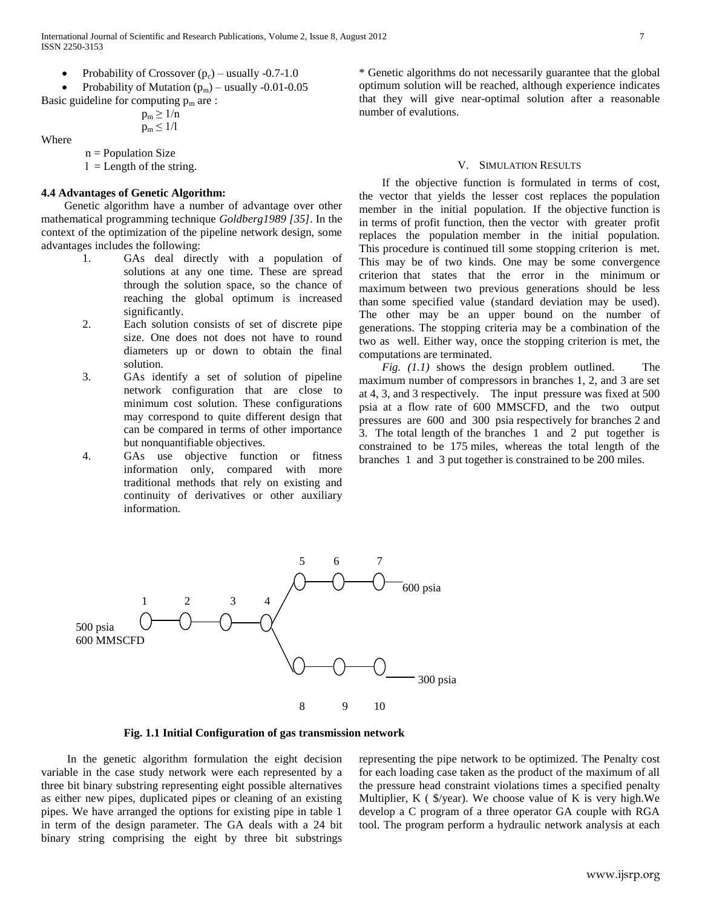- Probability of Crossover ($p_c$) – usually -0.7-1.0
- Probability of Mutation ($p_m$) – usually -0.01-0.05

Basic guideline for computing $p_m$ are :

$$p_m \geq 1/n$$
$$p_m \leq 1/l$$

Where

n = Population Size

l = Length of the string.

### 4.4 Advantages of Genetic Algorithm:

Genetic algorithm have a number of advantage over other mathematical programming technique *Goldberg1989 [35]*. In the context of the optimization of the pipeline network design, some advantages includes the following:

1. GAs deal directly with a population of solutions at any one time. These are spread through the solution space, so the chance of reaching the global optimum is increased significantly.
2. Each solution consists of set of discrete pipe size. One does not does not have to round diameters up or down to obtain the final solution.
3. GAs identify a set of solution of pipeline network configuration that are close to minimum cost solution. These configurations may correspond to quite different design that can be compared in terms of other importance but nonquantifiable objectives.
4. GAs use objective function or fitness information only, compared with more traditional methods that rely on existing and continuity of derivatives or other auxiliary information.

* Genetic algorithms do not necessarily guarantee that the global optimum solution will be reached, although experience indicates that they will give near-optimal solution after a reasonable number of evalutions.

## V. Simulation Results

If the objective function is formulated in terms of cost, the vector that yields the lesser cost replaces the population member in the initial population. If the objective function is in terms of profit function, then the vector with greater profit replaces the population member in the initial population. This procedure is continued till some stopping criterion is met. This may be of two kinds. One may be some convergence criterion that states that the error in the minimum or maximum between two previous generations should be less than some specified value (standard deviation may be used). The other may be an upper bound on the number of generations. The stopping criteria may be a combination of the two as well. Either way, once the stopping criterion is met, the computations are terminated.

*Fig. (1.1)* shows the design problem outlined. The maximum number of compressors in branches 1, 2, and 3 are set at 4, 3, and 3 respectively. The input pressure was fixed at 500 psia at a flow rate of 600 MMSCFD, and the two output pressures are 600 and 300 psia respectively for branches 2 and 3. The total length of the branches 1 and 2 put together is constrained to be 175 miles, whereas the total length of the branches 1 and 3 put together is constrained to be 200 miles.

**Fig. 1.1 Initial Configuration of gas transmission network**

In the genetic algorithm formulation the eight decision variable in the case study network were each represented by a three bit binary substring representing eight possible alternatives as either new pipes, duplicated pipes or cleaning of an existing pipes. We have arranged the options for existing pipe in table 1 in term of the design parameter. The GA deals with a 24 bit binary string comprising the eight by three bit substrings representing the pipe network to be optimized. The Penalty cost for each loading case taken as the product of the maximum of all the pressure head constraint violations times a specified penalty Multiplier, K ( $/year). We choose value of K is very high.We develop a C program of a three operator GA couple with RGA tool. The program perform a hydraulic network analysis at each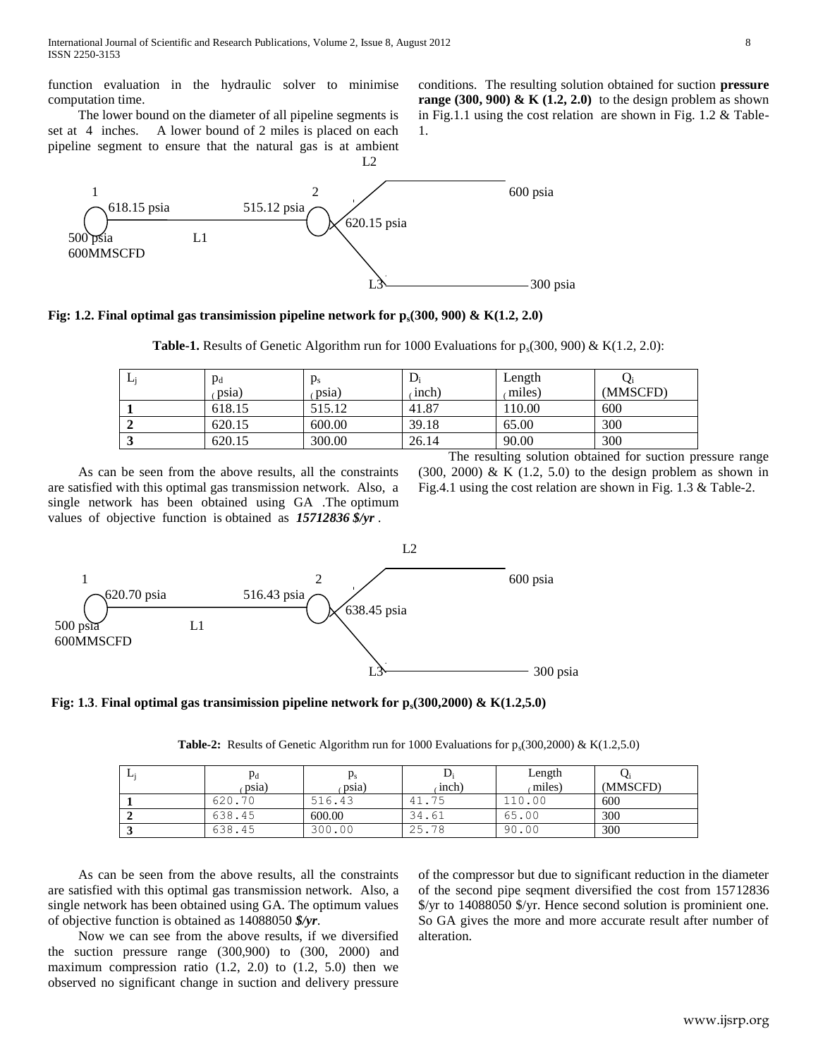function evaluation in the hydraulic solver to minimise computation time.

The lower bound on the diameter of all pipeline segments is set at 4 inches. A lower bound of 2 miles is placed on each pipeline segment to ensure that the natural gas is at ambient conditions. The resulting solution obtained for suction **pressure range (300, 900) & K (1.2, 2.0)** to the design problem as shown in Fig.1.1 using the cost relation are shown in Fig. 1.2 & Table-1.

L2

1 618.15 psia 515.12 psia 2 600 psia

620.15 psia

500 psia L1

600MMSCFD

L3 300 psia

**Fig: 1.2. Final optimal gas transimission pipeline network for $p_s$(300, 900) & K(1.2, 2.0)**

**Table-1.** Results of Genetic Algorithm run for 1000 Evaluations for $p_s$(300, 900) & K(1.2, 2.0):

| $L_j$ | $p_d$ (psia) | $p_s$ (psia) | $D_i$ (inch) | Length (miles) | $Q_i$ (MMSCFD) |
|---|---|---|---|---|---|
| **1** | 618.15 | 515.12 | 41.87 | 110.00 | 600 |
| **2** | 620.15 | 600.00 | 39.18 | 65.00 | 300 |
| **3** | 620.15 | 300.00 | 26.14 | 90.00 | 300 |

As can be seen from the above results, all the constraints are satisfied with this optimal gas transmission network. Also, a single network has been obtained using GA .The optimum values of objective function is obtained as ***15712836 $/yr*** .

The resulting solution obtained for suction pressure range (300, 2000) & K (1.2, 5.0) to the design problem as shown in Fig.4.1 using the cost relation are shown in Fig. 1.3 & Table-2.

L2

1 620.70 psia 516.43 psia 2 600 psia

638.45 psia

500 psia L1

600MMSCFD

L3 300 psia

**Fig: 1.3. Final optimal gas transimission pipeline network for $p_s$(300,2000) & K(1.2,5.0)**

**Table-2:** Results of Genetic Algorithm run for 1000 Evaluations for $p_s$(300,2000) & K(1.2,5.0)

| $L_j$ | $p_d$ (psia) | $p_s$ (psia) | $D_i$ (inch) | Length (miles) | $Q_i$ (MMSCFD) |
|---|---|---|---|---|---|
| **1** | 620.70 | 516.43 | 41.75 | 110.00 | 600 |
| **2** | 638.45 | 600.00 | 34.61 | 65.00 | 300 |
| **3** | 638.45 | 300.00 | 25.78 | 90.00 | 300 |

As can be seen from the above results, all the constraints are satisfied with this optimal gas transmission network. Also, a single network has been obtained using GA. The optimum values of objective function is obtained as 14088050 ***$/yr***.

Now we can see from the above results, if we diversified the suction pressure range (300,900) to (300, 2000) and maximum compression ratio (1.2, 2.0) to (1.2, 5.0) then we observed no significant change in suction and delivery pressure of the compressor but due to significant reduction in the diameter of the second pipe seqment diversified the cost from 15712836 $/yr to 14088050 $/yr. Hence second solution is prominient one. So GA gives the more and more accurate result after number of alteration.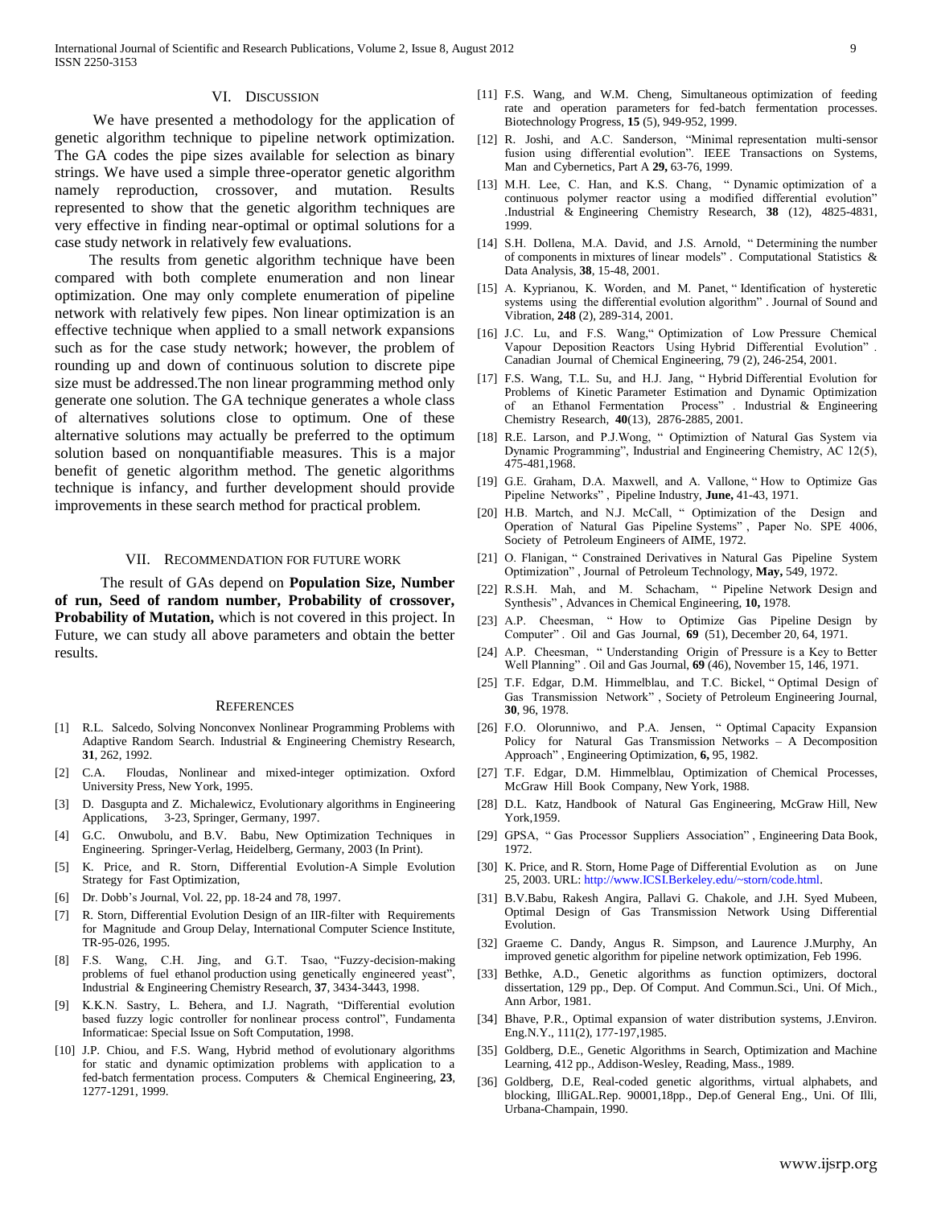## VI. Discussion

We have presented a methodology for the application of genetic algorithm technique to pipeline network optimization. The GA codes the pipe sizes available for selection as binary strings. We have used a simple three-operator genetic algorithm namely reproduction, crossover, and mutation. Results represented to show that the genetic algorithm techniques are very effective in finding near-optimal or optimal solutions for a case study network in relatively few evaluations.

The results from genetic algorithm technique have been compared with both complete enumeration and non linear optimization. One may only complete enumeration of pipeline network with relatively few pipes. Non linear optimization is an effective technique when applied to a small network expansions such as for the case study network; however, the problem of rounding up and down of continuous solution to discrete pipe size must be addressed.The non linear programming method only generate one solution. The GA technique generates a whole class of alternatives solutions close to optimum. One of these alternative solutions may actually be preferred to the optimum solution based on nonquantifiable measures. This is a major benefit of genetic algorithm method. The genetic algorithms technique is infancy, and further development should provide improvements in these search method for practical problem.

## VII. Recommendation for future work

The result of GAs depend on **Population Size, Number of run, Seed of random number, Probability of crossover, Probability of Mutation,** which is not covered in this project. In Future, we can study all above parameters and obtain the better results.

## References

[1] R.L. Salcedo, Solving Nonconvex Nonlinear Programming Problems with Adaptive Random Search. Industrial & Engineering Chemistry Research, **31**, 262, 1992.

[2] C.A. Floudas, Nonlinear and mixed-integer optimization. Oxford University Press, New York, 1995.

[3] D. Dasgupta and Z. Michalewicz, Evolutionary algorithms in Engineering Applications, 3-23, Springer, Germany, 1997.

[4] G.C. Onwubolu, and B.V. Babu, New Optimization Techniques in Engineering. Springer-Verlag, Heidelberg, Germany, 2003 (In Print).

[5] K. Price, and R. Storn, Differential Evolution-A Simple Evolution Strategy for Fast Optimization,

[6] Dr. Dobb's Journal, Vol. 22, pp. 18-24 and 78, 1997.

[7] R. Storn, Differential Evolution Design of an IIR-filter with Requirements for Magnitude and Group Delay, International Computer Science Institute, TR-95-026, 1995.

[8] F.S. Wang, C.H. Jing, and G.T. Tsao, "Fuzzy-decision-making problems of fuel ethanol production using genetically engineered yeast", Industrial & Engineering Chemistry Research, **37**, 3434-3443, 1998.

[9] K.K.N. Sastry, L. Behera, and I.J. Nagrath, "Differential evolution based fuzzy logic controller for nonlinear process control", Fundamenta Informaticae: Special Issue on Soft Computation, 1998.

[10] J.P. Chiou, and F.S. Wang, Hybrid method of evolutionary algorithms for static and dynamic optimization problems with application to a fed-batch fermentation process. Computers & Chemical Engineering, **23**, 1277-1291, 1999.

[11] F.S. Wang, and W.M. Cheng, Simultaneous optimization of feeding rate and operation parameters for fed-batch fermentation processes. Biotechnology Progress, **15** (5), 949-952, 1999.

[12] R. Joshi, and A.C. Sanderson, "Minimal representation multi-sensor fusion using differential evolution". IEEE Transactions on Systems, Man and Cybernetics, Part A **29,** 63-76, 1999.

[13] M.H. Lee, C. Han, and K.S. Chang, " Dynamic optimization of a continuous polymer reactor using a modified differential evolution" .Industrial & Engineering Chemistry Research, **38** (12), 4825-4831, 1999.

[14] S.H. Dollena, M.A. David, and J.S. Arnold, " Determining the number of components in mixtures of linear models" . Computational Statistics & Data Analysis, **38**, 15-48, 2001.

[15] A. Kyprianou, K. Worden, and M. Panet, " Identification of hysteretic systems using the differential evolution algorithm" . Journal of Sound and Vibration, **248** (2), 289-314, 2001.

[16] J.C. Lu, and F.S. Wang," Optimization of Low Pressure Chemical Vapour Deposition Reactors Using Hybrid Differential Evolution" . Canadian Journal of Chemical Engineering, 79 (2), 246-254, 2001.

[17] F.S. Wang, T.L. Su, and H.J. Jang, " Hybrid Differential Evolution for Problems of Kinetic Parameter Estimation and Dynamic Optimization of an Ethanol Fermentation Process" . Industrial & Engineering Chemistry Research, **40**(13), 2876-2885, 2001.

[18] R.E. Larson, and P.J.Wong, " Optimiztion of Natural Gas System via Dynamic Programming", Industrial and Engineering Chemistry, AC 12(5), 475-481,1968.

[19] G.E. Graham, D.A. Maxwell, and A. Vallone, " How to Optimize Gas Pipeline Networks" , Pipeline Industry, **June,** 41-43, 1971.

[20] H.B. Martch, and N.J. McCall, " Optimization of the Design and Operation of Natural Gas Pipeline Systems" , Paper No. SPE 4006, Society of Petroleum Engineers of AIME, 1972.

[21] O. Flanigan, " Constrained Derivatives in Natural Gas Pipeline System Optimization" , Journal of Petroleum Technology, **May,** 549, 1972.

[22] R.S.H. Mah, and M. Schacham, " Pipeline Network Design and Synthesis" , Advances in Chemical Engineering, **10,** 1978.

[23] A.P. Cheesman, " How to Optimize Gas Pipeline Design by Computer" . Oil and Gas Journal, **69** (51), December 20, 64, 1971.

[24] A.P. Cheesman, " Understanding Origin of Pressure is a Key to Better Well Planning" . Oil and Gas Journal, **69** (46), November 15, 146, 1971.

[25] T.F. Edgar, D.M. Himmelblau, and T.C. Bickel, " Optimal Design of Gas Transmission Network" , Society of Petroleum Engineering Journal, **30**, 96, 1978.

[26] F.O. Olorunniwo, and P.A. Jensen, " Optimal Capacity Expansion Policy for Natural Gas Transmission Networks – A Decomposition Approach" , Engineering Optimization, **6,** 95, 1982.

[27] T.F. Edgar, D.M. Himmelblau, Optimization of Chemical Processes, McGraw Hill Book Company, New York, 1988.

[28] D.L. Katz, Handbook of Natural Gas Engineering, McGraw Hill, New York,1959.

[29] GPSA, " Gas Processor Suppliers Association" , Engineering Data Book, 1972.

[30] K. Price, and R. Storn, Home Page of Differential Evolution as on June 25, 2003. URL: http://www.ICSI.Berkeley.edu/~storn/code.html.

[31] B.V.Babu, Rakesh Angira, Pallavi G. Chakole, and J.H. Syed Mubeen, Optimal Design of Gas Transmission Network Using Differential Evolution.

[32] Graeme C. Dandy, Angus R. Simpson, and Laurence J.Murphy, An improved genetic algorithm for pipeline network optimization, Feb 1996.

[33] Bethke, A.D., Genetic algorithms as function optimizers, doctoral dissertation, 129 pp., Dep. Of Comput. And Commun.Sci., Uni. Of Mich., Ann Arbor, 1981.

[34] Bhave, P.R., Optimal expansion of water distribution systems, J.Environ. Eng.N.Y., 111(2), 177-197,1985.

[35] Goldberg, D.E., Genetic Algorithms in Search, Optimization and Machine Learning, 412 pp., Addison-Wesley, Reading, Mass., 1989.

[36] Goldberg, D.E, Real-coded genetic algorithms, virtual alphabets, and blocking, IlliGAL.Rep. 90001,18pp., Dep.of General Eng., Uni. Of Illi, Urbana-Champain, 1990.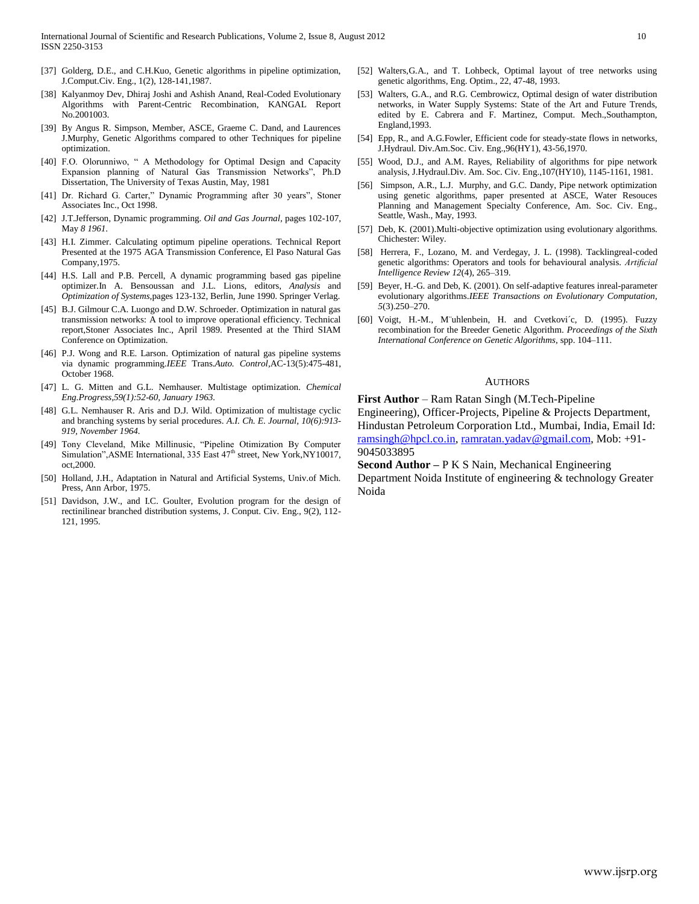[37] Golderg, D.E., and C.H.Kuo, Genetic algorithms in pipeline optimization, J.Comput.Civ. Eng., 1(2), 128-141,1987.

[38] Kalyanmoy Dev, Dhiraj Joshi and Ashish Anand, Real-Coded Evolutionary Algorithms with Parent-Centric Recombination, KANGAL Report No.2001003.

[39] By Angus R. Simpson, Member, ASCE, Graeme C. Dand, and Laurences J.Murphy, Genetic Algorithms compared to other Techniques for pipeline optimization.

[40] F.O. Olorunniwo, " A Methodology for Optimal Design and Capacity Expansion planning of Natural Gas Transmission Networks", Ph.D Dissertation, The University of Texas Austin, May, 1981

[41] Dr. Richard G. Carter," Dynamic Programming after 30 years", Stoner Associates Inc., Oct 1998.

[42] J.T.Jefferson, Dynamic programming. *Oil and Gas Journal*, pages 102-107, May *8 1961*.

[43] H.I. Zimmer. Calculating optimum pipeline operations. Technical Report Presented at the 1975 AGA Transmission Conference, El Paso Natural Gas Company,1975.

[44] H.S. Lall and P.B. Percell, A dynamic programming based gas pipeline optimizer.In A. Bensoussan and J.L. Lions, editors, *Analysis* and *Optimization of Systems*,pages 123-132, Berlin, June 1990. Springer Verlag.

[45] B.J. Gilmour C.A. Luongo and D.W. Schroeder. Optimization in natural gas transmission networks: A tool to improve operational efficiency. Technical report,Stoner Associates Inc., April 1989. Presented at the Third SIAM Conference on Optimization.

[46] P.J. Wong and R.E. Larson. Optimization of natural gas pipeline systems via dynamic programming.*IEEE* Trans.*Auto. Control*,AC-13(5):475-481, October 1968.

[47] L. G. Mitten and G.L. Nemhauser. Multistage optimization. *Chemical Eng.Progress,59(1):52-60, January 1963.*

[48] G.L. Nemhauser R. Aris and D.J. Wild. Optimization of multistage cyclic and branching systems by serial procedures. *A.I. Ch. E. Journal, 10(6):913-919, November 1964.*

[49] Tony Cleveland, Mike Millinusic, "Pipeline Otimization By Computer Simulation",ASME International, 335 East 47th street, New York,NY10017, oct,2000.

[50] Holland, J.H., Adaptation in Natural and Artificial Systems, Univ.of Mich. Press, Ann Arbor, 1975.

[51] Davidson, J.W., and I.C. Goulter, Evolution program for the design of rectinilinear branched distribution systems, J. Conput. Civ. Eng., 9(2), 112-121, 1995.

[52] Walters,G.A., and T. Lohbeck, Optimal layout of tree networks using genetic algorithms, Eng. Optim., 22, 47-48, 1993.

[53] Walters, G.A., and R.G. Cembrowicz, Optimal design of water distribution networks, in Water Supply Systems: State of the Art and Future Trends, edited by E. Cabrera and F. Martinez, Comput. Mech.,Southampton, England,1993.

[54] Epp, R., and A.G.Fowler, Efficient code for steady-state flows in networks, J.Hydraul. Div.Am.Soc. Civ. Eng.,96(HY1), 43-56,1970.

[55] Wood, D.J., and A.M. Rayes, Reliability of algorithms for pipe network analysis, J.Hydraul.Div. Am. Soc. Civ. Eng.,107(HY10), 1145-1161, 1981.

[56] Simpson, A.R., L.J. Murphy, and G.C. Dandy, Pipe network optimization using genetic algorithms, paper presented at ASCE, Water Resouces Planning and Management Specialty Conference, Am. Soc. Civ. Eng., Seattle, Wash., May, 1993.

[57] Deb, K. (2001).Multi-objective optimization using evolutionary algorithms. Chichester: Wiley.

[58] Herrera, F., Lozano, M. and Verdegay, J. L. (1998). Tacklingreal-coded genetic algorithms: Operators and tools for behavioural analysis. *Artificial Intelligence Review 12*(4), 265–319.

[59] Beyer, H.-G. and Deb, K. (2001). On self-adaptive features inreal-parameter evolutionary algorithms.*IEEE Transactions on Evolutionary Computation, 5*(3).250–270.

[60] Voigt, H.-M., M¨uhlenbein, H. and Cvetkovi´c, D. (1995). Fuzzy recombination for the Breeder Genetic Algorithm. *Proceedings of the Sixth International Conference on Genetic Algorithms*, spp. 104–111.

## AUTHORS

**First Author** – Ram Ratan Singh (M.Tech-Pipeline Engineering), Officer-Projects, Pipeline & Projects Department, Hindustan Petroleum Corporation Ltd., Mumbai, India, Email Id: ramsingh@hpcl.co.in, ramratan.yadav@gmail.com, Mob: +91-9045033895

**Second Author –** P K S Nain, Mechanical Engineering Department Noida Institute of engineering & technology Greater Noida